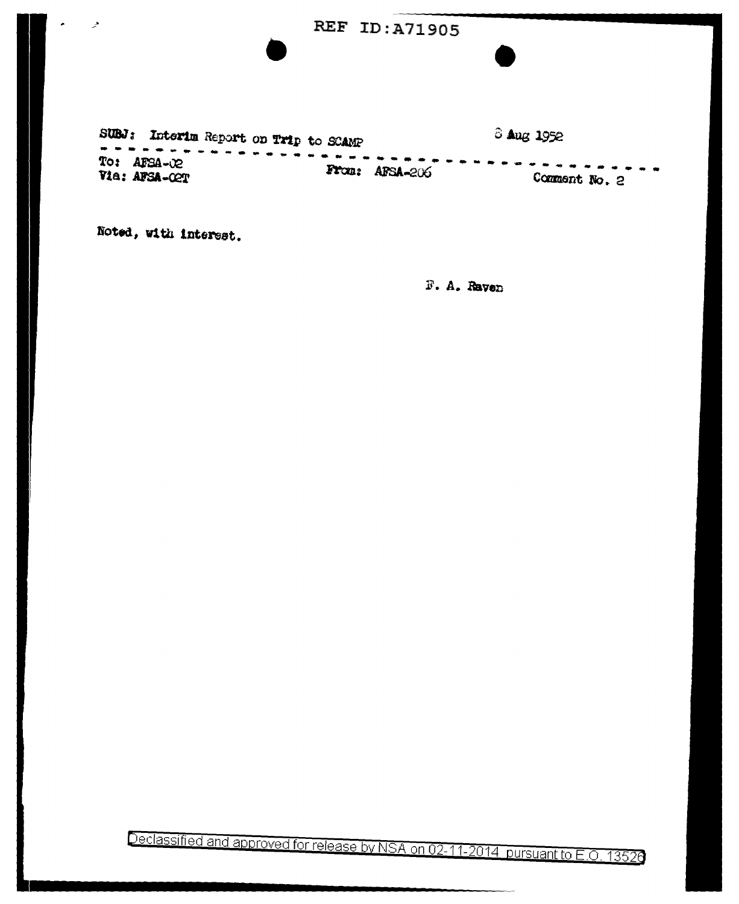SUBJ: Interim Report on Trip to SCAMP

8 Aug 1952

To: AFSA-02
Via: AFSA-02T

From: AFSA-206

Comment No. 2

Noted, with interest.

F. A. Raven

Declassified and approved for release by NSA on 02-11-2014 pursuant to E.O. 13526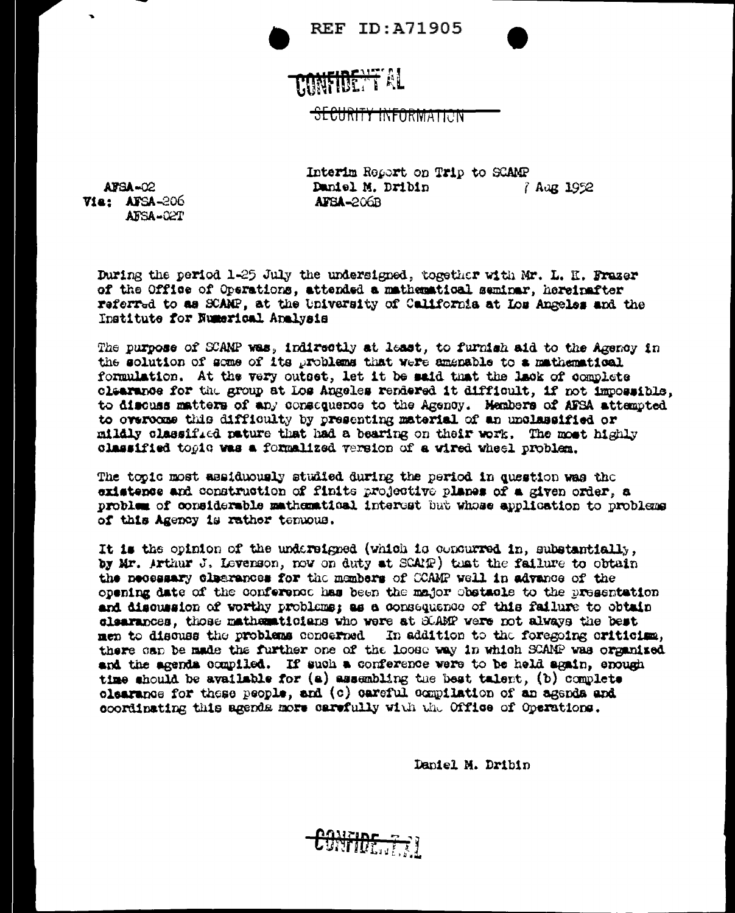REF ID:A71905

CONFIDENTIAL

SECURITY INFORMATION

AFSA-02
Via: AFSA-206
AFSA-02T

Interim Report on Trip to SCAMP
Daniel M. Dribin
AFSA-206B
7 Aug 1952

During the period 1-25 July the undersigned, together with Mr. L. E. Frazer of the Office of Operations, attended a mathematical seminar, hereinafter referred to as SCAMP, at the University of California at Los Angeles and the Institute for Numerical Analysis

The purpose of SCAMP was, indirectly at least, to furnish aid to the Agency in the solution of some of its problems that were amenable to a mathematical formulation. At the very outset, let it be said that the lack of complete clearance for the group at Los Angeles rendered it difficult, if not impossible, to discuss matters of any consequence to the Agency. Members of AFSA attempted to overcome this difficulty by presenting material of an unclassified or mildly classified nature that had a bearing on their work. The most highly classified topic was a formalized version of a wired wheel problem.

The topic most assiduously studied during the period in question was the existence and construction of finite projective planes of a given order, a problem of considerable mathematical interest but whose application to problems of this Agency is rather tenuous.

It is the opinion of the undersigned (which is concurred in, substantially, by Mr. Arthur J. Levenson, now on duty at SCAMP) that the failure to obtain the necessary clearances for the members of SCAMP well in advance of the opening date of the conference has been the major obstacle to the presentation and discussion of worthy problems; as a consequence of this failure to obtain clearances, those mathematicians who were at SCAMP were not always the best men to discuss the problems concerned In addition to the foregoing criticism, there can be made the further one of the loose way in which SCAMP was organized and the agenda compiled. If such a conference were to be held again, enough time should be available for (a) assembling the best talent, (b) complete clearance for these people, and (c) careful compilation of an agenda and coordinating this agenda more carefully with the Office of Operations.

Daniel M. Dribin

CONFIDENTIAL